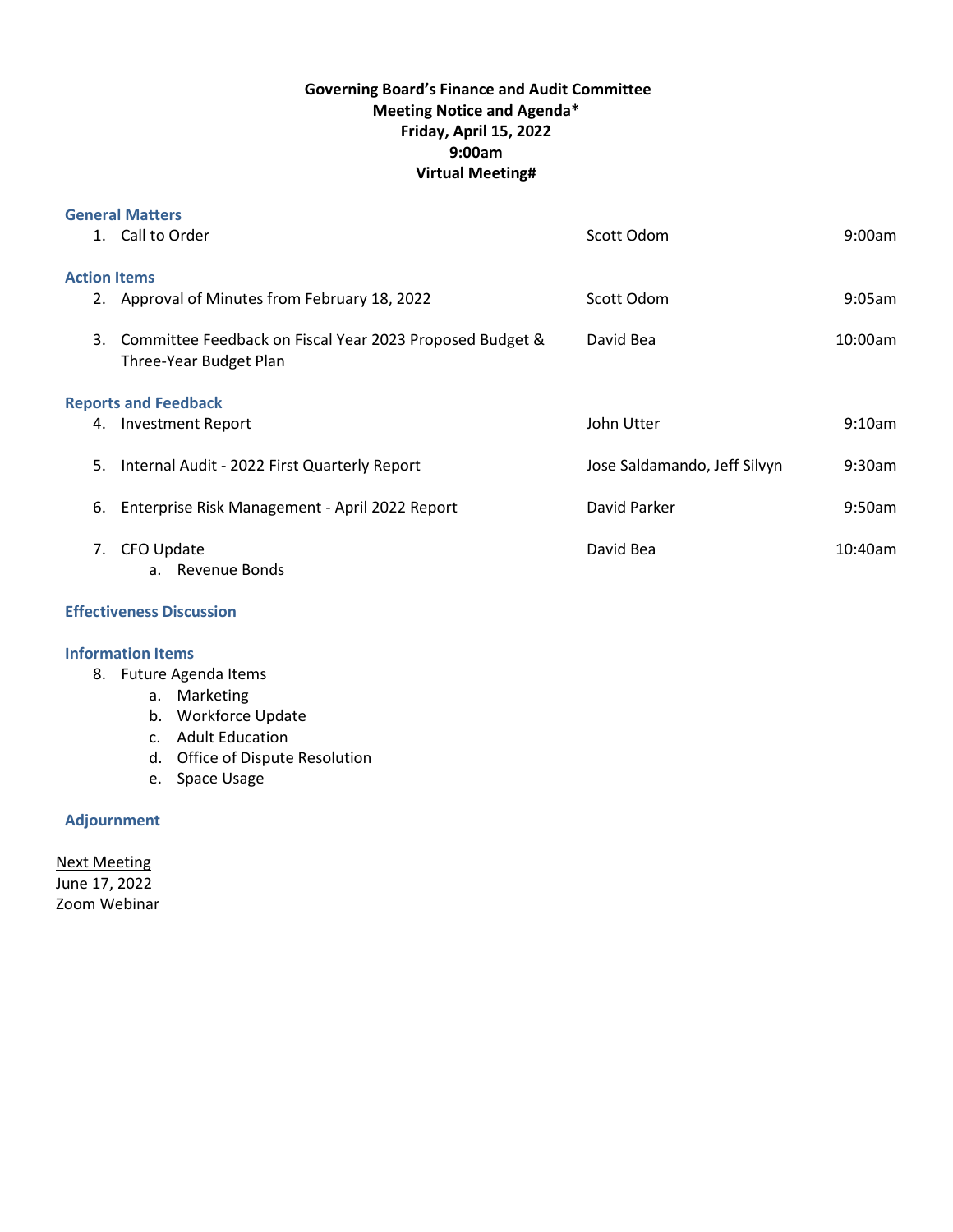**Governing Board's Finance and Audit Committee**
**Meeting Notice and Agenda***
**Friday, April 15, 2022**
**9:00am**
**Virtual Meeting#**

### General Matters

| | | | |
|---|---|---|---|
| 1. | Call to Order | Scott Odom | 9:00am |

### Action Items

| | | | |
|---|---|---|---|
| 2. | Approval of Minutes from February 18, 2022 | Scott Odom | 9:05am |
| 3. | Committee Feedback on Fiscal Year 2023 Proposed Budget & Three-Year Budget Plan | David Bea | 10:00am |

### Reports and Feedback

| | | | |
|---|---|---|---|
| 4. | Investment Report | John Utter | 9:10am |
| 5. | Internal Audit - 2022 First Quarterly Report | Jose Saldamando, Jeff Silvyn | 9:30am |
| 6. | Enterprise Risk Management - April 2022 Report | David Parker | 9:50am |
| 7. | CFO Update<br>a. Revenue Bonds | David Bea | 10:40am |

### Effectiveness Discussion

### Information Items

8. Future Agenda Items
   a. Marketing
   b. Workforce Update
   c. Adult Education
   d. Office of Dispute Resolution
   e. Space Usage

### Adjournment

<u>Next Meeting</u>
June 17, 2022
Zoom Webinar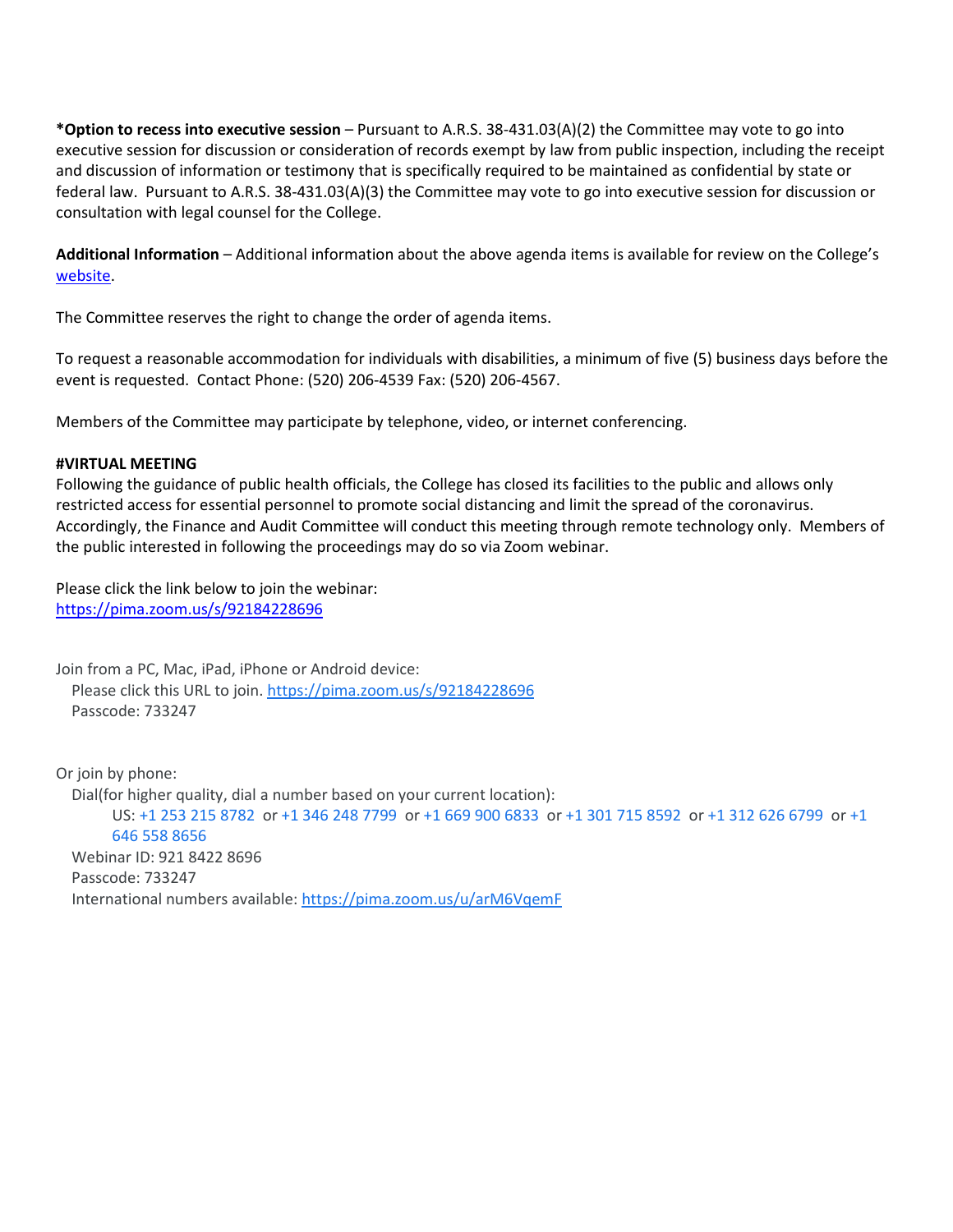**\*Option to recess into executive session** – Pursuant to A.R.S. 38-431.03(A)(2) the Committee may vote to go into executive session for discussion or consideration of records exempt by law from public inspection, including the receipt and discussion of information or testimony that is specifically required to be maintained as confidential by state or federal law. Pursuant to A.R.S. 38-431.03(A)(3) the Committee may vote to go into executive session for discussion or consultation with legal counsel for the College.

**Additional Information** – Additional information about the above agenda items is available for review on the College's website.

The Committee reserves the right to change the order of agenda items.

To request a reasonable accommodation for individuals with disabilities, a minimum of five (5) business days before the event is requested. Contact Phone: (520) 206-4539 Fax: (520) 206-4567.

Members of the Committee may participate by telephone, video, or internet conferencing.

**#VIRTUAL MEETING**
Following the guidance of public health officials, the College has closed its facilities to the public and allows only restricted access for essential personnel to promote social distancing and limit the spread of the coronavirus. Accordingly, the Finance and Audit Committee will conduct this meeting through remote technology only. Members of the public interested in following the proceedings may do so via Zoom webinar.

Please click the link below to join the webinar:
https://pima.zoom.us/s/92184228696

Join from a PC, Mac, iPad, iPhone or Android device:
Please click this URL to join. https://pima.zoom.us/s/92184228696
Passcode: 733247

Or join by phone:
Dial(for higher quality, dial a number based on your current location):
US: +1 253 215 8782 or +1 346 248 7799 or +1 669 900 6833 or +1 301 715 8592 or +1 312 626 6799 or +1 646 558 8656
Webinar ID: 921 8422 8696
Passcode: 733247
International numbers available: https://pima.zoom.us/u/arM6VqemF